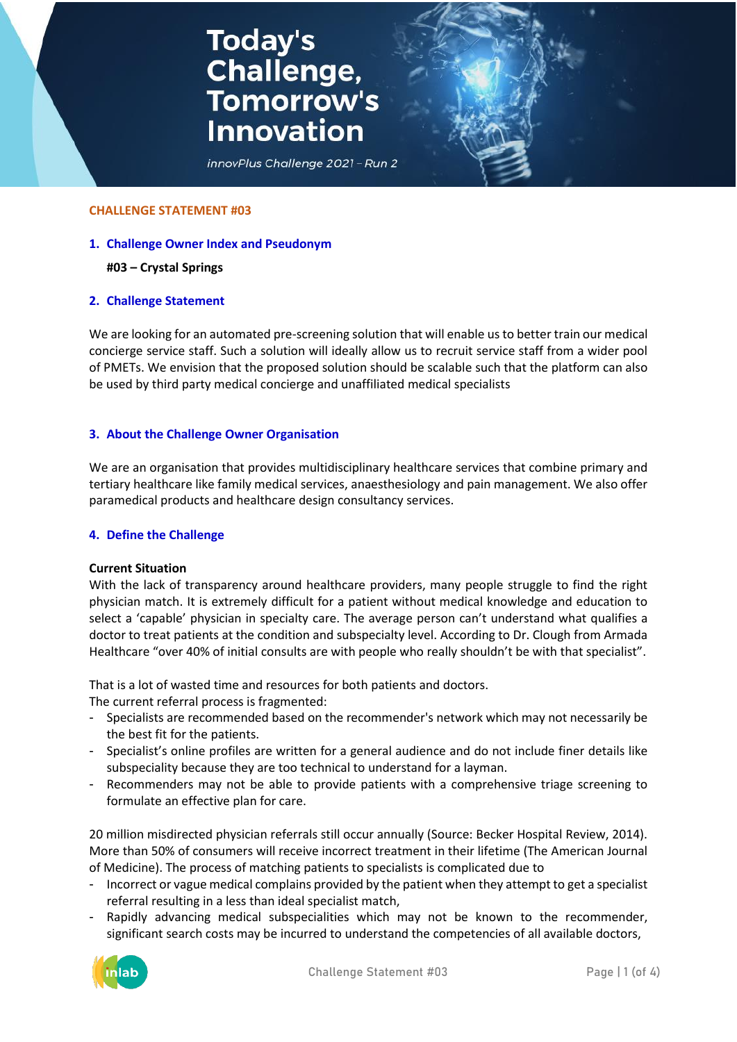# Today's Challenge, Tomorrow's Innovation

*innovPlus Challenge 2021 – Run 2*

**CHALLENGE STATEMENT #03**

## 1. Challenge Owner Index and Pseudonym

**#03 – Crystal Springs**

## 2. Challenge Statement

We are looking for an automated pre-screening solution that will enable us to better train our medical concierge service staff. Such a solution will ideally allow us to recruit service staff from a wider pool of PMETs. We envision that the proposed solution should be scalable such that the platform can also be used by third party medical concierge and unaffiliated medical specialists

## 3. About the Challenge Owner Organisation

We are an organisation that provides multidisciplinary healthcare services that combine primary and tertiary healthcare like family medical services, anaesthesiology and pain management. We also offer paramedical products and healthcare design consultancy services.

## 4. Define the Challenge

**Current Situation**

With the lack of transparency around healthcare providers, many people struggle to find the right physician match. It is extremely difficult for a patient without medical knowledge and education to select a 'capable' physician in specialty care. The average person can't understand what qualifies a doctor to treat patients at the condition and subspecialty level. According to Dr. Clough from Armada Healthcare "over 40% of initial consults are with people who really shouldn't be with that specialist".

That is a lot of wasted time and resources for both patients and doctors.
The current referral process is fragmented:

- Specialists are recommended based on the recommender's network which may not necessarily be the best fit for the patients.
- Specialist's online profiles are written for a general audience and do not include finer details like subspeciality because they are too technical to understand for a layman.
- Recommenders may not be able to provide patients with a comprehensive triage screening to formulate an effective plan for care.

20 million misdirected physician referrals still occur annually (Source: Becker Hospital Review, 2014). More than 50% of consumers will receive incorrect treatment in their lifetime (The American Journal of Medicine). The process of matching patients to specialists is complicated due to

- Incorrect or vague medical complains provided by the patient when they attempt to get a specialist referral resulting in a less than ideal specialist match,
- Rapidly advancing medical subspecialities which may not be known to the recommender, significant search costs may be incurred to understand the competencies of all available doctors,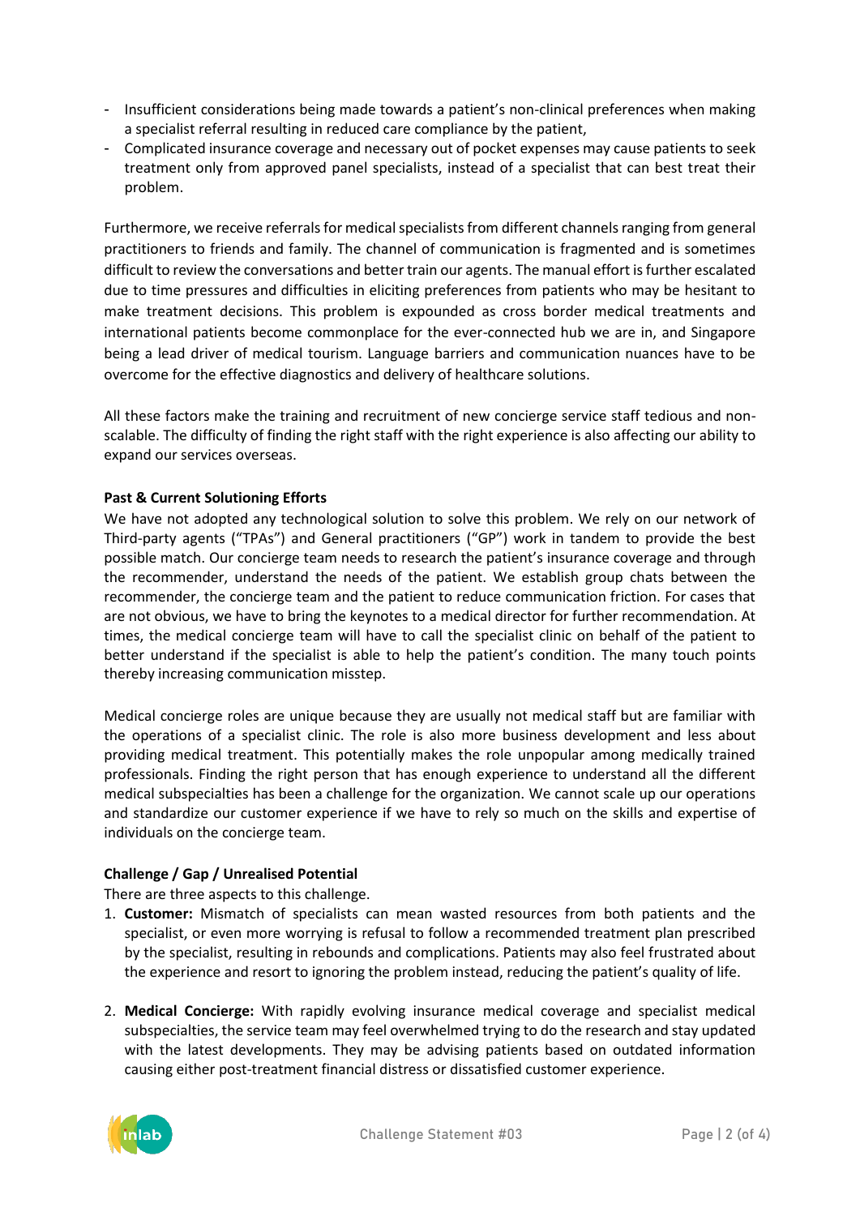- Insufficient considerations being made towards a patient's non-clinical preferences when making a specialist referral resulting in reduced care compliance by the patient,
- Complicated insurance coverage and necessary out of pocket expenses may cause patients to seek treatment only from approved panel specialists, instead of a specialist that can best treat their problem.

Furthermore, we receive referrals for medical specialists from different channels ranging from general practitioners to friends and family. The channel of communication is fragmented and is sometimes difficult to review the conversations and better train our agents. The manual effort is further escalated due to time pressures and difficulties in eliciting preferences from patients who may be hesitant to make treatment decisions. This problem is expounded as cross border medical treatments and international patients become commonplace for the ever-connected hub we are in, and Singapore being a lead driver of medical tourism. Language barriers and communication nuances have to be overcome for the effective diagnostics and delivery of healthcare solutions.

All these factors make the training and recruitment of new concierge service staff tedious and non-scalable. The difficulty of finding the right staff with the right experience is also affecting our ability to expand our services overseas.

**Past & Current Solutioning Efforts**

We have not adopted any technological solution to solve this problem. We rely on our network of Third-party agents ("TPAs") and General practitioners ("GP") work in tandem to provide the best possible match. Our concierge team needs to research the patient's insurance coverage and through the recommender, understand the needs of the patient. We establish group chats between the recommender, the concierge team and the patient to reduce communication friction. For cases that are not obvious, we have to bring the keynotes to a medical director for further recommendation. At times, the medical concierge team will have to call the specialist clinic on behalf of the patient to better understand if the specialist is able to help the patient's condition. The many touch points thereby increasing communication misstep.

Medical concierge roles are unique because they are usually not medical staff but are familiar with the operations of a specialist clinic. The role is also more business development and less about providing medical treatment. This potentially makes the role unpopular among medically trained professionals. Finding the right person that has enough experience to understand all the different medical subspecialties has been a challenge for the organization. We cannot scale up our operations and standardize our customer experience if we have to rely so much on the skills and expertise of individuals on the concierge team.

**Challenge / Gap / Unrealised Potential**

There are three aspects to this challenge.

1. **Customer:** Mismatch of specialists can mean wasted resources from both patients and the specialist, or even more worrying is refusal to follow a recommended treatment plan prescribed by the specialist, resulting in rebounds and complications. Patients may also feel frustrated about the experience and resort to ignoring the problem instead, reducing the patient's quality of life.

2. **Medical Concierge:** With rapidly evolving insurance medical coverage and specialist medical subspecialties, the service team may feel overwhelmed trying to do the research and stay updated with the latest developments. They may be advising patients based on outdated information causing either post-treatment financial distress or dissatisfied customer experience.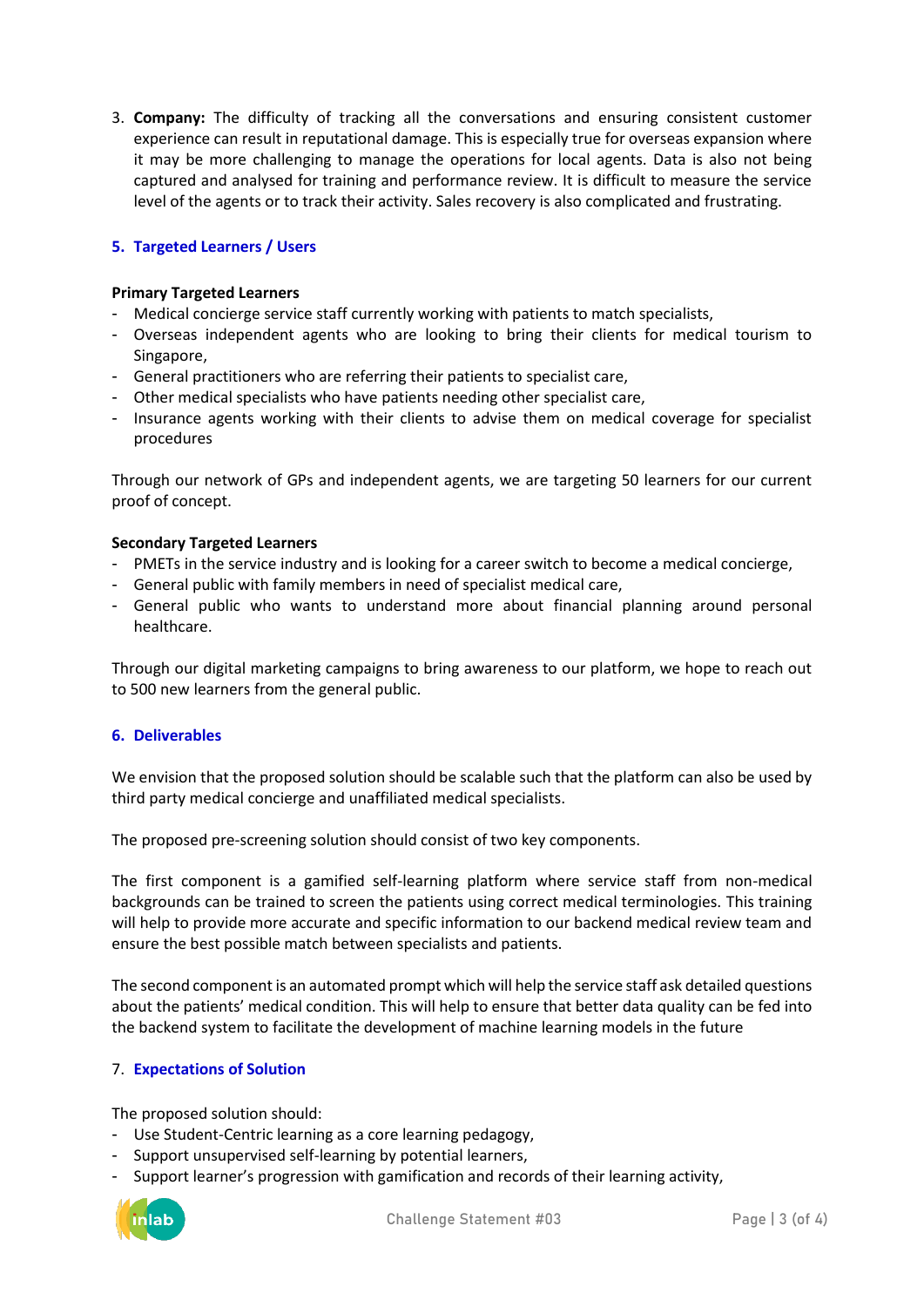3. **Company:** The difficulty of tracking all the conversations and ensuring consistent customer experience can result in reputational damage. This is especially true for overseas expansion where it may be more challenging to manage the operations for local agents. Data is also not being captured and analysed for training and performance review. It is difficult to measure the service level of the agents or to track their activity. Sales recovery is also complicated and frustrating.

## 5. Targeted Learners / Users

**Primary Targeted Learners**

- Medical concierge service staff currently working with patients to match specialists,
- Overseas independent agents who are looking to bring their clients for medical tourism to Singapore,
- General practitioners who are referring their patients to specialist care,
- Other medical specialists who have patients needing other specialist care,
- Insurance agents working with their clients to advise them on medical coverage for specialist procedures

Through our network of GPs and independent agents, we are targeting 50 learners for our current proof of concept.

**Secondary Targeted Learners**

- PMETs in the service industry and is looking for a career switch to become a medical concierge,
- General public with family members in need of specialist medical care,
- General public who wants to understand more about financial planning around personal healthcare.

Through our digital marketing campaigns to bring awareness to our platform, we hope to reach out to 500 new learners from the general public.

## 6. Deliverables

We envision that the proposed solution should be scalable such that the platform can also be used by third party medical concierge and unaffiliated medical specialists.

The proposed pre-screening solution should consist of two key components.

The first component is a gamified self-learning platform where service staff from non-medical backgrounds can be trained to screen the patients using correct medical terminologies. This training will help to provide more accurate and specific information to our backend medical review team and ensure the best possible match between specialists and patients.

The second component is an automated prompt which will help the service staff ask detailed questions about the patients' medical condition. This will help to ensure that better data quality can be fed into the backend system to facilitate the development of machine learning models in the future

## 7. Expectations of Solution

The proposed solution should:

- Use Student-Centric learning as a core learning pedagogy,
- Support unsupervised self-learning by potential learners,
- Support learner's progression with gamification and records of their learning activity,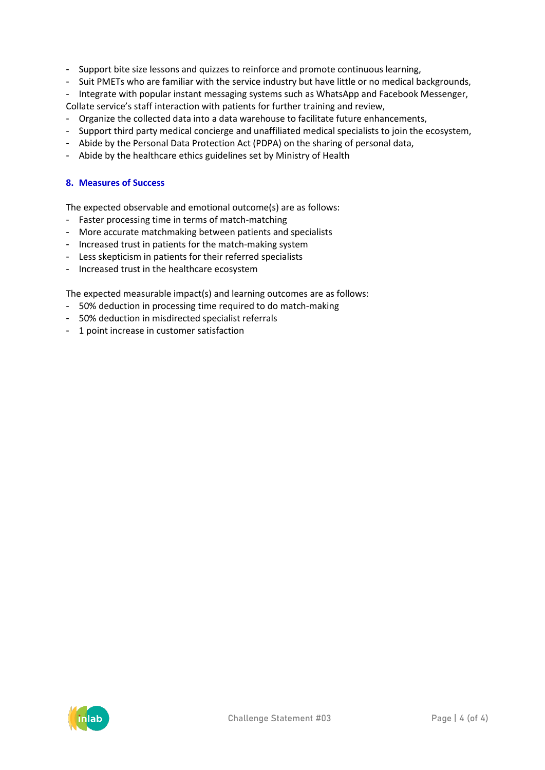- Support bite size lessons and quizzes to reinforce and promote continuous learning,
- Suit PMETs who are familiar with the service industry but have little or no medical backgrounds,
- Integrate with popular instant messaging systems such as WhatsApp and Facebook Messenger,

Collate service's staff interaction with patients for further training and review,

- Organize the collected data into a data warehouse to facilitate future enhancements,
- Support third party medical concierge and unaffiliated medical specialists to join the ecosystem,
- Abide by the Personal Data Protection Act (PDPA) on the sharing of personal data,
- Abide by the healthcare ethics guidelines set by Ministry of Health

## 8. Measures of Success

The expected observable and emotional outcome(s) are as follows:

- Faster processing time in terms of match-matching
- More accurate matchmaking between patients and specialists
- Increased trust in patients for the match-making system
- Less skepticism in patients for their referred specialists
- Increased trust in the healthcare ecosystem

The expected measurable impact(s) and learning outcomes are as follows:

- 50% deduction in processing time required to do match-making
- 50% deduction in misdirected specialist referrals
- 1 point increase in customer satisfaction